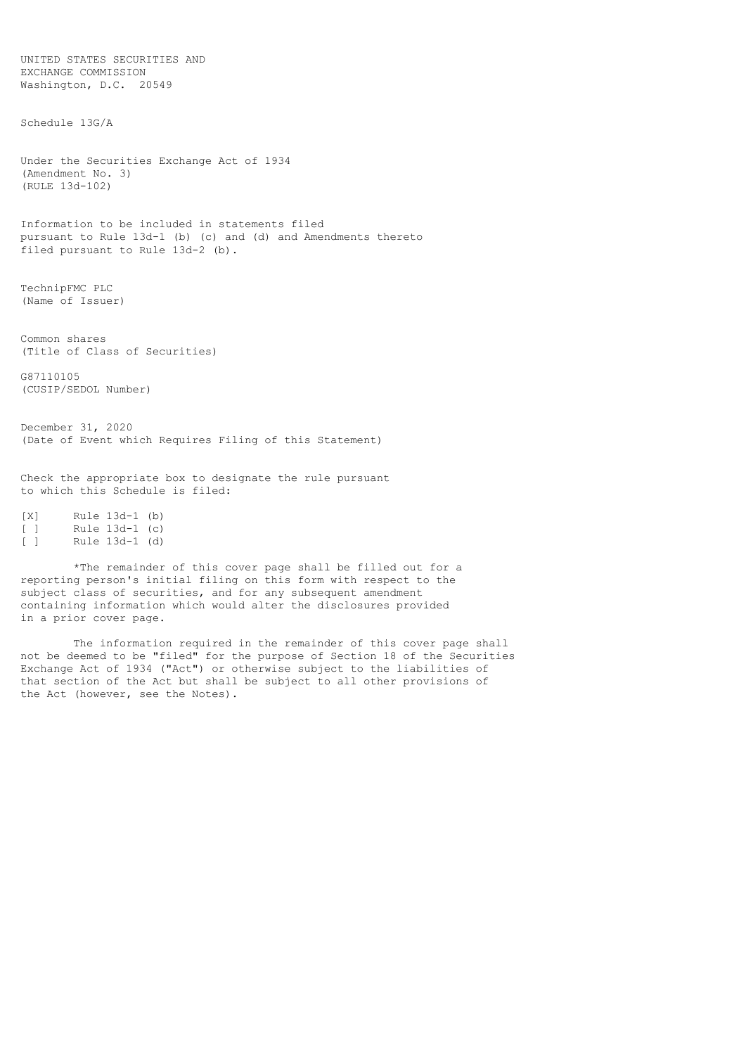UNITED STATES SECURITIES AND
EXCHANGE COMMISSION
Washington, D.C. 20549

Schedule 13G/A

Under the Securities Exchange Act of 1934
(Amendment No. 3)
(RULE 13d-102)

Information to be included in statements filed
pursuant to Rule 13d-1 (b) (c) and (d) and Amendments thereto
filed pursuant to Rule 13d-2 (b).

TechnipFMC PLC
(Name of Issuer)

Common shares
(Title of Class of Securities)

G87110105
(CUSIP/SEDOL Number)

December 31, 2020
(Date of Event which Requires Filing of this Statement)

Check the appropriate box to designate the rule pursuant
to which this Schedule is filed:

[X] Rule 13d-1 (b)
[ ] Rule 13d-1 (c)
[ ] Rule 13d-1 (d)

*The remainder of this cover page shall be filled out for a
reporting person's initial filing on this form with respect to the
subject class of securities, and for any subsequent amendment
containing information which would alter the disclosures provided
in a prior cover page.

The information required in the remainder of this cover page shall
not be deemed to be "filed" for the purpose of Section 18 of the Securities
Exchange Act of 1934 ("Act") or otherwise subject to the liabilities of
that section of the Act but shall be subject to all other provisions of
the Act (however, see the Notes).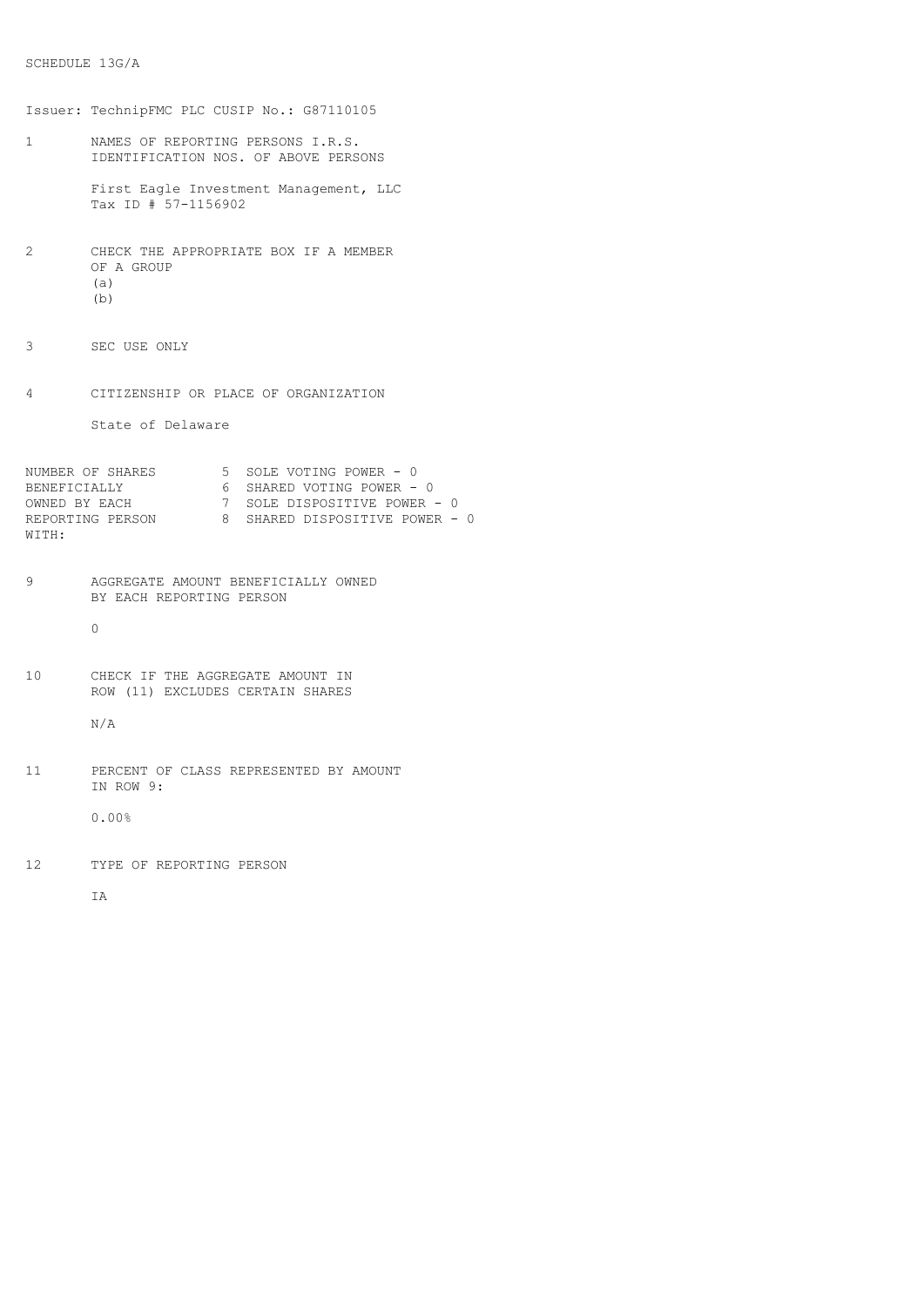SCHEDULE 13G/A

Issuer: TechnipFMC PLC CUSIP No.: G87110105

1 NAMES OF REPORTING PERSONS I.R.S. IDENTIFICATION NOS. OF ABOVE PERSONS

First Eagle Investment Management, LLC
Tax ID # 57-1156902

2 CHECK THE APPROPRIATE BOX IF A MEMBER OF A GROUP
(a)
(b)

3 SEC USE ONLY

4 CITIZENSHIP OR PLACE OF ORGANIZATION

State of Delaware

| NUMBER OF SHARES BENEFICIALLY OWNED BY EACH REPORTING PERSON WITH: | |
|---|---|
| | 5 SOLE VOTING POWER - 0 |
| | 6 SHARED VOTING POWER - 0 |
| | 7 SOLE DISPOSITIVE POWER - 0 |
| | 8 SHARED DISPOSITIVE POWER - 0 |

9 AGGREGATE AMOUNT BENEFICIALLY OWNED BY EACH REPORTING PERSON

0

10 CHECK IF THE AGGREGATE AMOUNT IN ROW (11) EXCLUDES CERTAIN SHARES

N/A

11 PERCENT OF CLASS REPRESENTED BY AMOUNT IN ROW 9:

0.00%

12 TYPE OF REPORTING PERSON

IA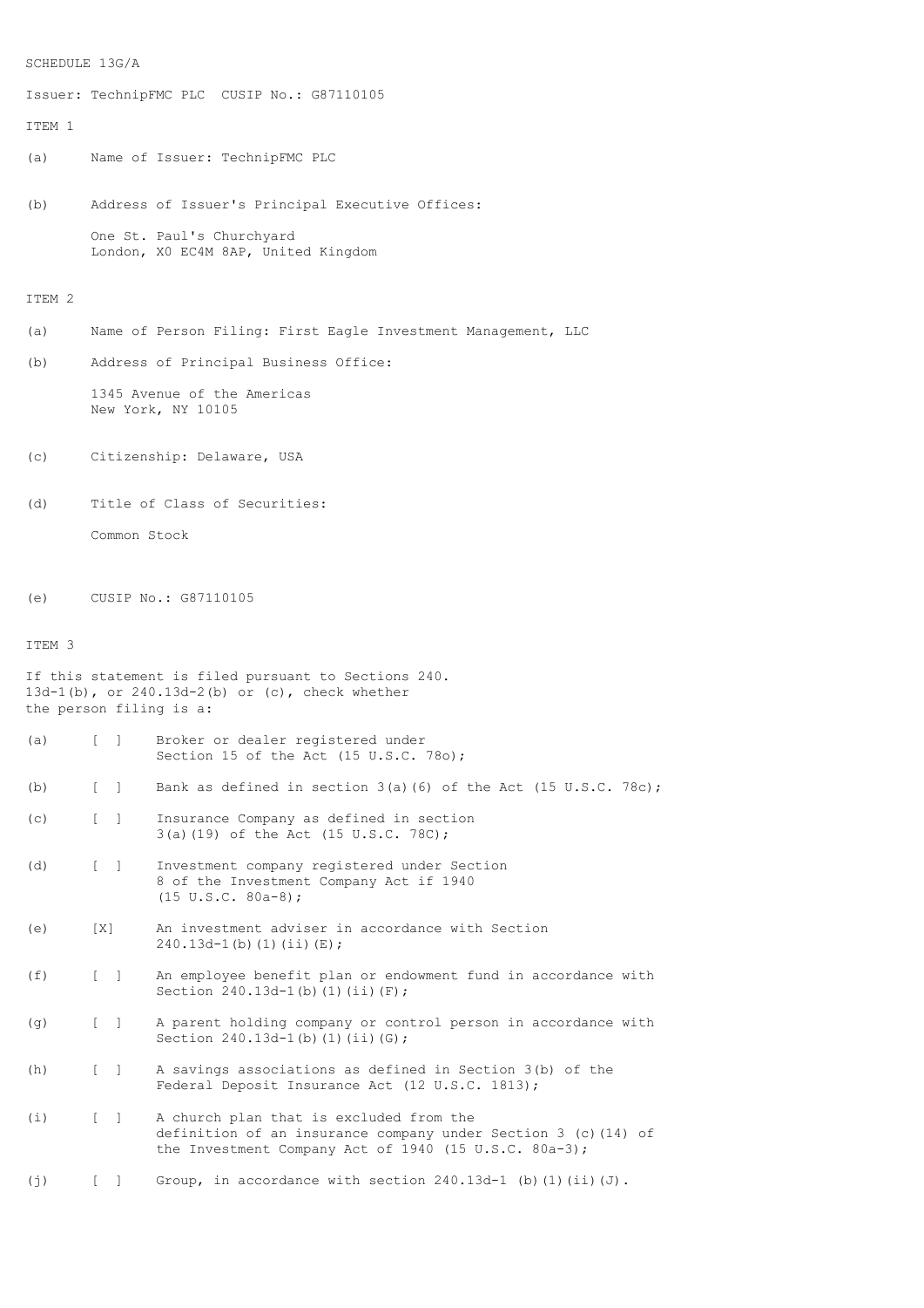SCHEDULE 13G/A

Issuer: TechnipFMC PLC  CUSIP No.: G87110105

ITEM 1

(a) Name of Issuer: TechnipFMC PLC

(b) Address of Issuer's Principal Executive Offices:

One St. Paul's Churchyard
London, X0 EC4M 8AP, United Kingdom

ITEM 2

(a) Name of Person Filing: First Eagle Investment Management, LLC

(b) Address of Principal Business Office:

1345 Avenue of the Americas
New York, NY 10105

(c) Citizenship: Delaware, USA

(d) Title of Class of Securities:

Common Stock

(e) CUSIP No.: G87110105

ITEM 3

If this statement is filed pursuant to Sections 240.
13d-1(b), or 240.13d-2(b) or (c), check whether
the person filing is a:

(a) [ ] Broker or dealer registered under Section 15 of the Act (15 U.S.C. 78o);

(b) [ ] Bank as defined in section 3(a)(6) of the Act (15 U.S.C. 78c);

(c) [ ] Insurance Company as defined in section 3(a)(19) of the Act (15 U.S.C. 78C);

(d) [ ] Investment company registered under Section 8 of the Investment Company Act if 1940 (15 U.S.C. 80a-8);

(e) [X] An investment adviser in accordance with Section 240.13d-1(b)(1)(ii)(E);

(f) [ ] An employee benefit plan or endowment fund in accordance with Section 240.13d-1(b)(1)(ii)(F);

(g) [ ] A parent holding company or control person in accordance with Section 240.13d-1(b)(1)(ii)(G);

(h) [ ] A savings associations as defined in Section 3(b) of the Federal Deposit Insurance Act (12 U.S.C. 1813);

(i) [ ] A church plan that is excluded from the definition of an insurance company under Section 3 (c)(14) of the Investment Company Act of 1940 (15 U.S.C. 80a-3);

(j) [ ] Group, in accordance with section 240.13d-1 (b)(1)(ii)(J).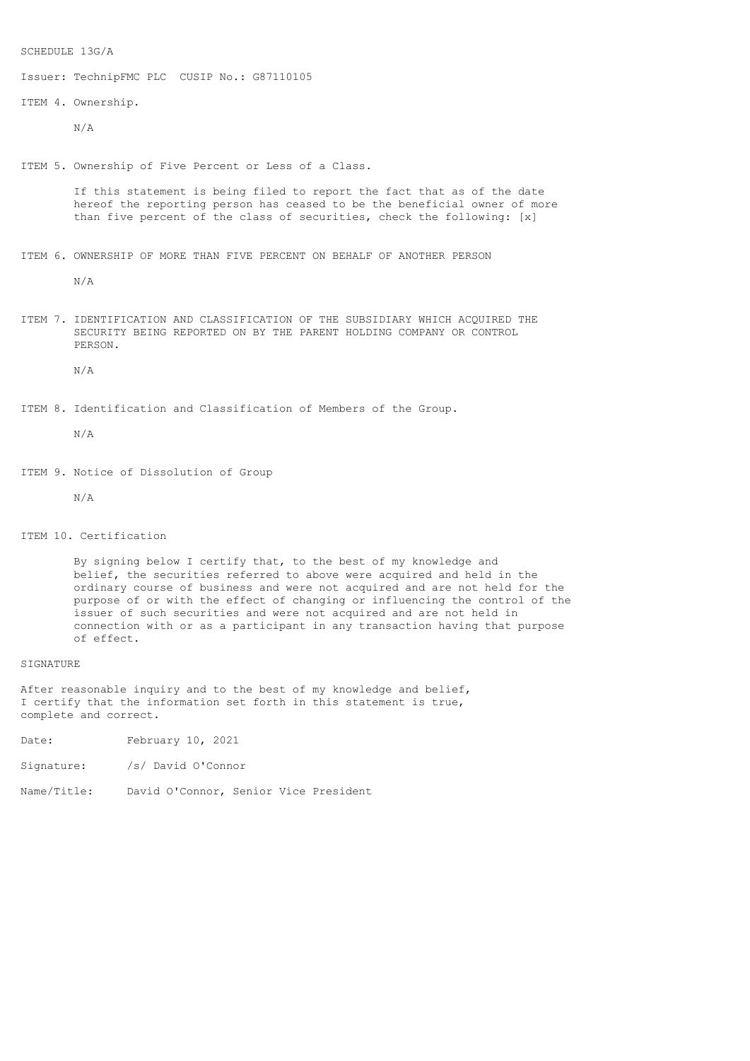SCHEDULE 13G/A

Issuer: TechnipFMC PLC CUSIP No.: G87110105

ITEM 4. Ownership.

N/A

ITEM 5. Ownership of Five Percent or Less of a Class.

If this statement is being filed to report the fact that as of the date hereof the reporting person has ceased to be the beneficial owner of more than five percent of the class of securities, check the following: [x]

ITEM 6. OWNERSHIP OF MORE THAN FIVE PERCENT ON BEHALF OF ANOTHER PERSON

N/A

ITEM 7. IDENTIFICATION AND CLASSIFICATION OF THE SUBSIDIARY WHICH ACQUIRED THE SECURITY BEING REPORTED ON BY THE PARENT HOLDING COMPANY OR CONTROL PERSON.

N/A

ITEM 8. Identification and Classification of Members of the Group.

N/A

ITEM 9. Notice of Dissolution of Group

N/A

ITEM 10. Certification

By signing below I certify that, to the best of my knowledge and belief, the securities referred to above were acquired and held in the ordinary course of business and were not acquired and are not held for the purpose of or with the effect of changing or influencing the control of the issuer of such securities and were not acquired and are not held in connection with or as a participant in any transaction having that purpose of effect.

SIGNATURE

After reasonable inquiry and to the best of my knowledge and belief, I certify that the information set forth in this statement is true, complete and correct.

Date: February 10, 2021

Signature: /s/ David O'Connor

Name/Title: David O'Connor, Senior Vice President